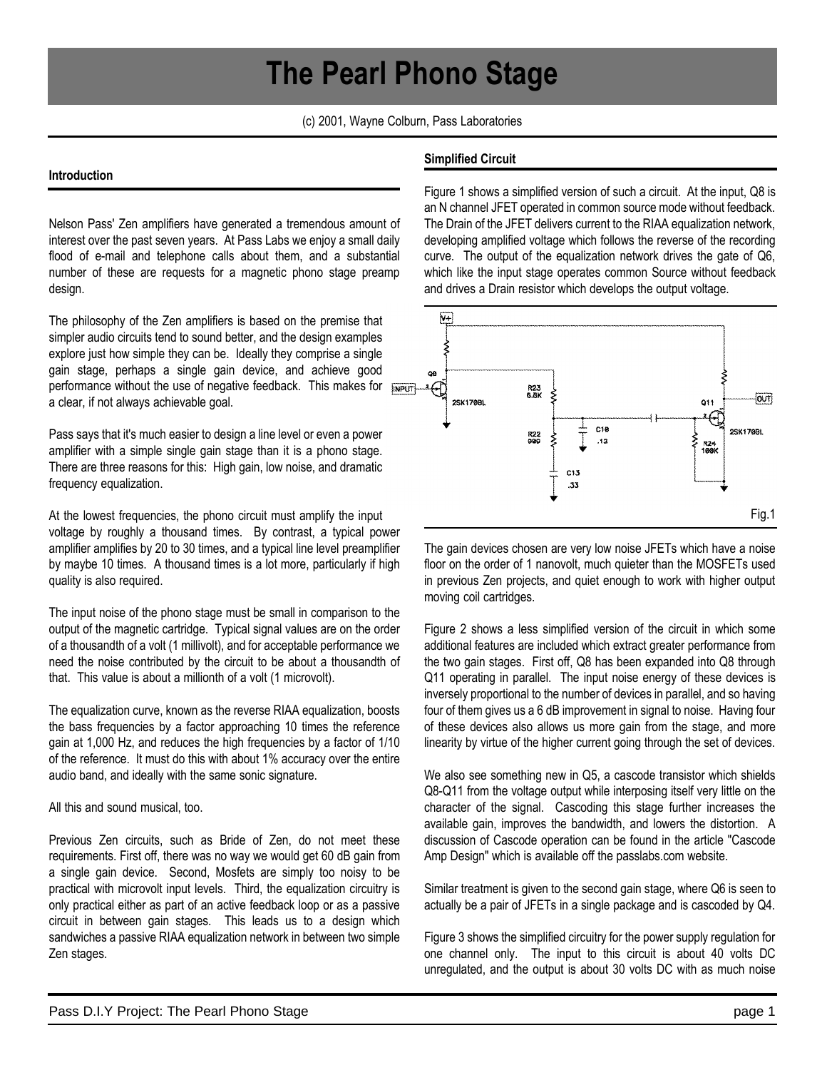# The Pearl Phono Stage

(c) 2001, Wayne Colburn, Pass Laboratories

## Introduction

Nelson Pass' Zen amplifiers have generated a tremendous amount of interest over the past seven years. At Pass Labs we enjoy a small daily flood of e-mail and telephone calls about them, and a substantial number of these are requests for a magnetic phono stage preamp design.

The philosophy of the Zen amplifiers is based on the premise that simpler audio circuits tend to sound better, and the design examples explore just how simple they can be. Ideally they comprise a single gain stage, perhaps a single gain device, and achieve good performance without the use of negative feedback. This makes for a clear, if not always achievable goal.

Pass says that it's much easier to design a line level or even a power amplifier with a simple single gain stage than it is a phono stage. There are three reasons for this: High gain, low noise, and dramatic frequency equalization.

At the lowest frequencies, the phono circuit must amplify the input voltage by roughly a thousand times. By contrast, a typical power amplifier amplifies by 20 to 30 times, and a typical line level preamplifier by maybe 10 times. A thousand times is a lot more, particularly if high quality is also required.

The input noise of the phono stage must be small in comparison to the output of the magnetic cartridge. Typical signal values are on the order of a thousandth of a volt (1 millivolt), and for acceptable performance we need the noise contributed by the circuit to be about a thousandth of that. This value is about a millionth of a volt (1 microvolt).

The equalization curve, known as the reverse RIAA equalization, boosts the bass frequencies by a factor approaching 10 times the reference gain at 1,000 Hz, and reduces the high frequencies by a factor of 1/10 of the reference. It must do this with about 1% accuracy over the entire audio band, and ideally with the same sonic signature.

All this and sound musical, too.

Previous Zen circuits, such as Bride of Zen, do not meet these requirements. First off, there was no way we would get 60 dB gain from a single gain device. Second, Mosfets are simply too noisy to be practical with microvolt input levels. Third, the equalization circuitry is only practical either as part of an active feedback loop or as a passive circuit in between gain stages. This leads us to a design which sandwiches a passive RIAA equalization network in between two simple Zen stages.

## Simplified Circuit

Figure 1 shows a simplified version of such a circuit. At the input, Q8 is an N channel JFET operated in common source mode without feedback. The Drain of the JFET delivers current to the RIAA equalization network, developing amplified voltage which follows the reverse of the recording curve. The output of the equalization network drives the gate of Q6, which like the input stage operates common Source without feedback and drives a Drain resistor which develops the output voltage.

Fig.1

The gain devices chosen are very low noise JFETs which have a noise floor on the order of 1 nanovolt, much quieter than the MOSFETs used in previous Zen projects, and quiet enough to work with higher output moving coil cartridges.

Figure 2 shows a less simplified version of the circuit in which some additional features are included which extract greater performance from the two gain stages. First off, Q8 has been expanded into Q8 through Q11 operating in parallel. The input noise energy of these devices is inversely proportional to the number of devices in parallel, and so having four of them gives us a 6 dB improvement in signal to noise. Having four of these devices also allows us more gain from the stage, and more linearity by virtue of the higher current going through the set of devices.

We also see something new in Q5, a cascode transistor which shields Q8-Q11 from the voltage output while interposing itself very little on the character of the signal. Cascoding this stage further increases the available gain, improves the bandwidth, and lowers the distortion. A discussion of Cascode operation can be found in the article "Cascode Amp Design" which is available off the passlabs.com website.

Similar treatment is given to the second gain stage, where Q6 is seen to actually be a pair of JFETs in a single package and is cascoded by Q4.

Figure 3 shows the simplified circuitry for the power supply regulation for one channel only. The input to this circuit is about 40 volts DC unregulated, and the output is about 30 volts DC with as much noise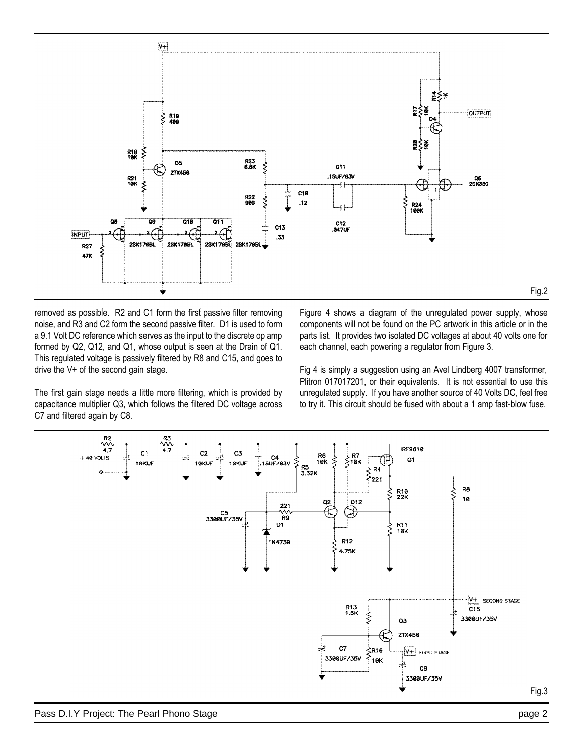Fig.2

removed as possible. R2 and C1 form the first passive filter removing noise, and R3 and C2 form the second passive filter. D1 is used to form a 9.1 Volt DC reference which serves as the input to the discrete op amp formed by Q2, Q12, and Q1, whose output is seen at the Drain of Q1. This regulated voltage is passively filtered by R8 and C15, and goes to drive the V+ of the second gain stage.

The first gain stage needs a little more filtering, which is provided by capacitance multiplier Q3, which follows the filtered DC voltage across C7 and filtered again by C8.

Figure 4 shows a diagram of the unregulated power supply, whose components will not be found on the PC artwork in this article or in the parts list. It provides two isolated DC voltages at about 40 volts one for each channel, each powering a regulator from Figure 3.

Fig 4 is simply a suggestion using an Avel Lindberg 4007 transformer, Plitron 017017201, or their equivalents. It is not essential to use this unregulated supply. If you have another source of 40 Volts DC, feel free to try it. This circuit should be fused with about a 1 amp fast-blow fuse.

Fig.3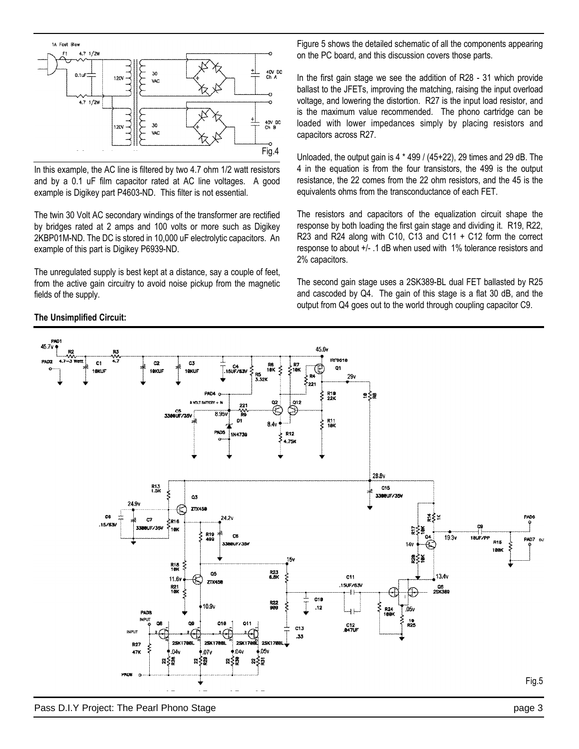Fig.4

In this example, the AC line is filtered by two 4.7 ohm 1/2 watt resistors and by a 0.1 uF film capacitor rated at AC line voltages. A good example is Digikey part P4603-ND. This filter is not essential.

The twin 30 Volt AC secondary windings of the transformer are rectified by bridges rated at 2 amps and 100 volts or more such as Digikey 2KBP01M-ND. The DC is stored in 10,000 uF electrolytic capacitors. An example of this part is Digikey P6939-ND.

The unregulated supply is best kept at a distance, say a couple of feet, from the active gain circuitry to avoid noise pickup from the magnetic fields of the supply.

Figure 5 shows the detailed schematic of all the components appearing on the PC board, and this discussion covers those parts.

In the first gain stage we see the addition of R28 - 31 which provide ballast to the JFETs, improving the matching, raising the input overload voltage, and lowering the distortion. R27 is the input load resistor, and is the maximum value recommended. The phono cartridge can be loaded with lower impedances simply by placing resistors and capacitors across R27.

Unloaded, the output gain is 4 * 499 / (45+22), 29 times and 29 dB. The 4 in the equation is from the four transistors, the 499 is the output resistance, the 22 comes from the 22 ohm resistors, and the 45 is the equivalents ohms from the transconductance of each FET.

The resistors and capacitors of the equalization circuit shape the response by both loading the first gain stage and dividing it. R19, R22, R23 and R24 along with C10, C13 and C11 + C12 form the correct response to about +/- .1 dB when used with 1% tolerance resistors and 2% capacitors.

The second gain stage uses a 2SK389-BL dual FET ballasted by R25 and cascoded by Q4. The gain of this stage is a flat 30 dB, and the output from Q4 goes out to the world through coupling capacitor C9.

**The Unsimplified Circuit:**

Fig.5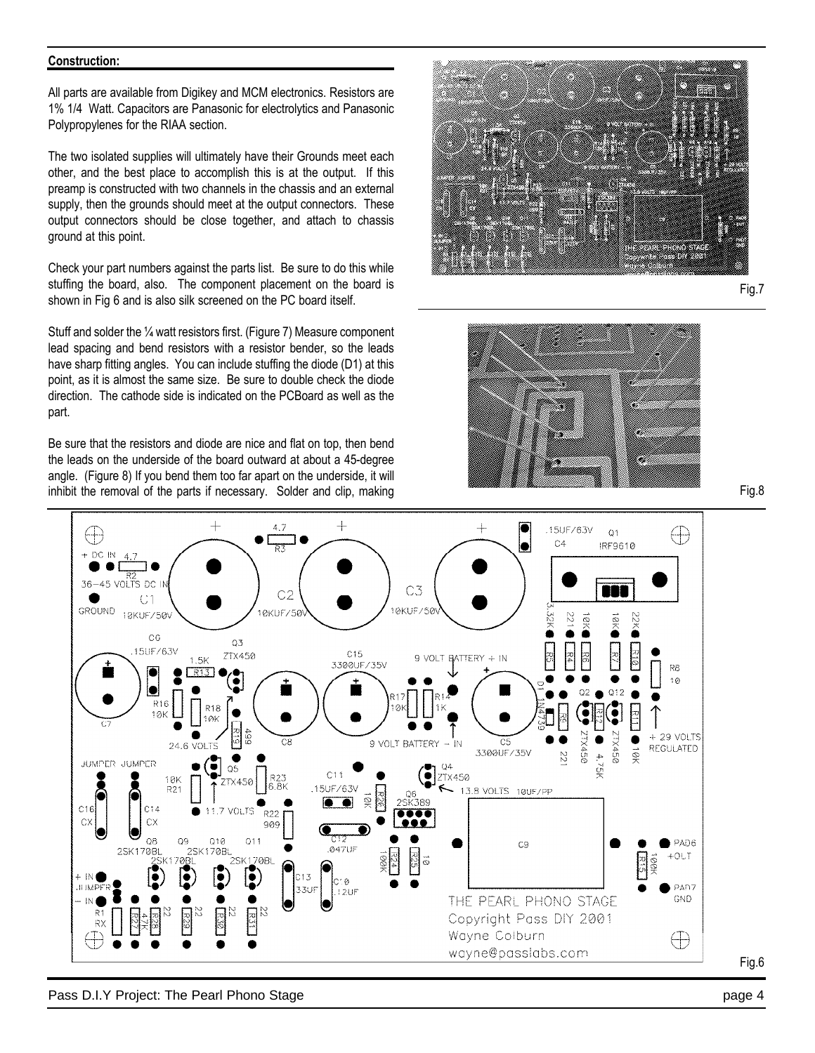**Construction:**

All parts are available from Digikey and MCM electronics. Resistors are 1% 1/4 Watt. Capacitors are Panasonic for electrolytics and Panasonic Polypropylenes for the RIAA section.

The two isolated supplies will ultimately have their Grounds meet each other, and the best place to accomplish this is at the output. If this preamp is constructed with two channels in the chassis and an external supply, then the grounds should meet at the output connectors. These output connectors should be close together, and attach to chassis ground at this point.

Check your part numbers against the parts list. Be sure to do this while stuffing the board, also. The component placement on the board is shown in Fig 6 and is also silk screened on the PC board itself.

Stuff and solder the ¼ watt resistors first. (Figure 7) Measure component lead spacing and bend resistors with a resistor bender, so the leads have sharp fitting angles. You can include stuffing the diode (D1) at this point, as it is almost the same size. Be sure to double check the diode direction. The cathode side is indicated on the PCBoard as well as the part.

Be sure that the resistors and diode are nice and flat on top, then bend the leads on the underside of the board outward at about a 45-degree angle. (Figure 8) If you bend them too far apart on the underside, it will inhibit the removal of the parts if necessary. Solder and clip, making

Fig.7

Fig.8

Fig.6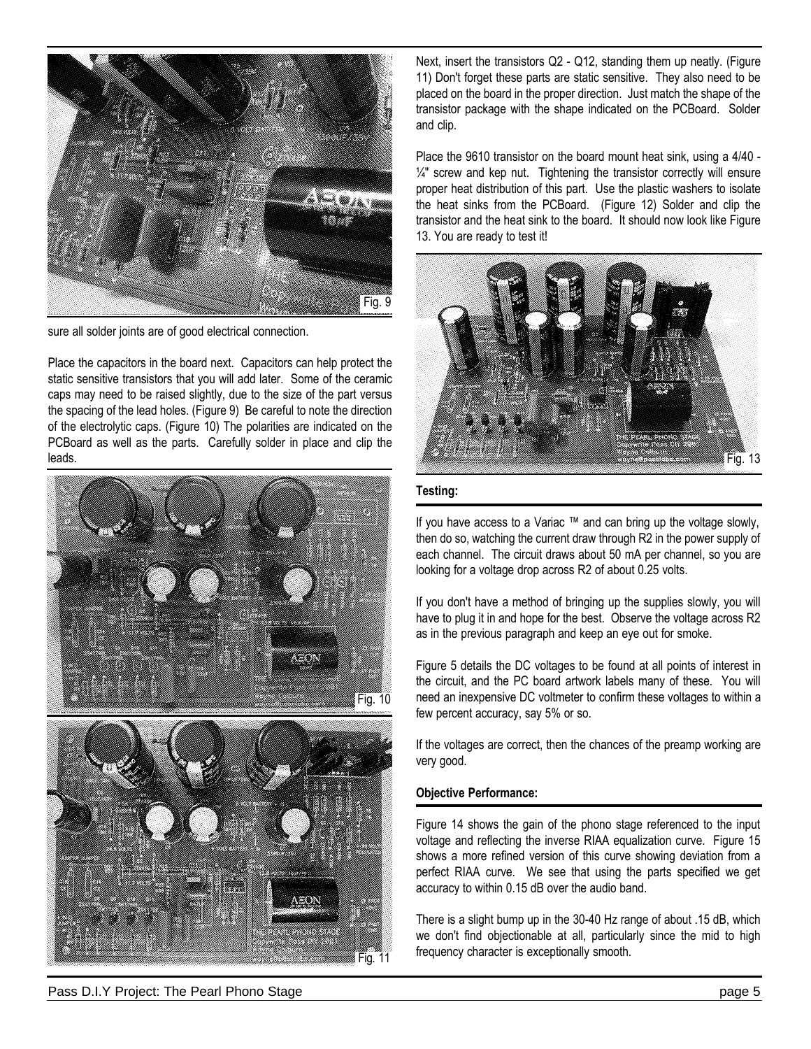Fig. 9

sure all solder joints are of good electrical connection.

Place the capacitors in the board next. Capacitors can help protect the static sensitive transistors that you will add later. Some of the ceramic caps may need to be raised slightly, due to the size of the part versus the spacing of the lead holes. (Figure 9) Be careful to note the direction of the electrolytic caps. (Figure 10) The polarities are indicated on the PCBoard as well as the parts. Carefully solder in place and clip the leads.

Fig. 10

Fig. 11

Next, insert the transistors Q2 - Q12, standing them up neatly. (Figure 11) Don't forget these parts are static sensitive. They also need to be placed on the board in the proper direction. Just match the shape of the transistor package with the shape indicated on the PCBoard. Solder and clip.

Place the 9610 transistor on the board mount heat sink, using a 4/40 - ¼" screw and kep nut. Tightening the transistor correctly will ensure proper heat distribution of this part. Use the plastic washers to isolate the heat sinks from the PCBoard. (Figure 12) Solder and clip the transistor and the heat sink to the board. It should now look like Figure 13. You are ready to test it!

Fig. 13

**Testing:**

If you have access to a Variac ™ and can bring up the voltage slowly, then do so, watching the current draw through R2 in the power supply of each channel. The circuit draws about 50 mA per channel, so you are looking for a voltage drop across R2 of about 0.25 volts.

If you don't have a method of bringing up the supplies slowly, you will have to plug it in and hope for the best. Observe the voltage across R2 as in the previous paragraph and keep an eye out for smoke.

Figure 5 details the DC voltages to be found at all points of interest in the circuit, and the PC board artwork labels many of these. You will need an inexpensive DC voltmeter to confirm these voltages to within a few percent accuracy, say 5% or so.

If the voltages are correct, then the chances of the preamp working are very good.

**Objective Performance:**

Figure 14 shows the gain of the phono stage referenced to the input voltage and reflecting the inverse RIAA equalization curve. Figure 15 shows a more refined version of this curve showing deviation from a perfect RIAA curve. We see that using the parts specified we get accuracy to within 0.15 dB over the audio band.

There is a slight bump up in the 30-40 Hz range of about .15 dB, which we don't find objectionable at all, particularly since the mid to high frequency character is exceptionally smooth.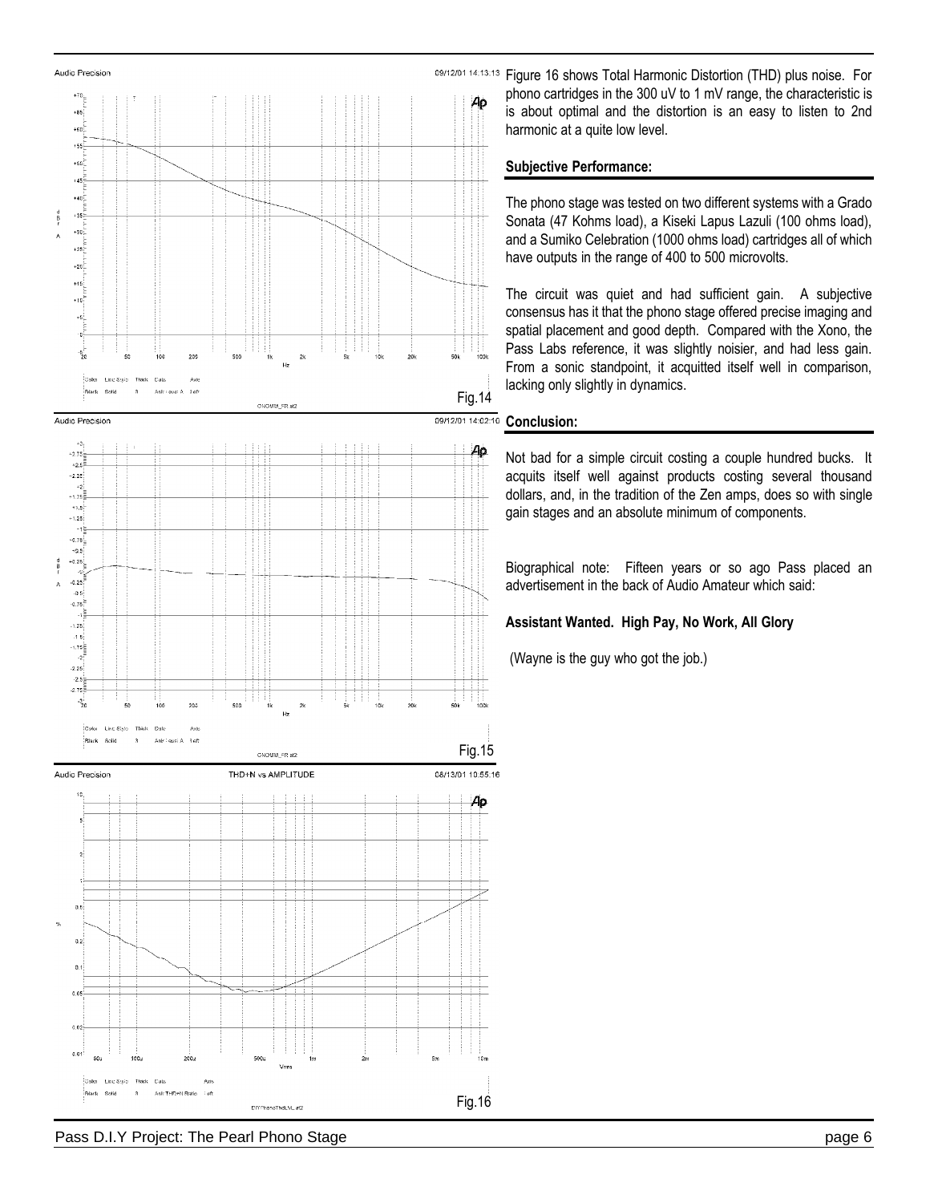Fig.14

Fig.15

Fig.16

Figure 16 shows Total Harmonic Distortion (THD) plus noise. For phono cartridges in the 300 uV to 1 mV range, the characteristic is is about optimal and the distortion is an easy to listen to 2nd harmonic at a quite low level.

## Subjective Performance:

The phono stage was tested on two different systems with a Grado Sonata (47 Kohms load), a Kiseki Lapus Lazuli (100 ohms load), and a Sumiko Celebration (1000 ohms load) cartridges all of which have outputs in the range of 400 to 500 microvolts.

The circuit was quiet and had sufficient gain. A subjective consensus has it that the phono stage offered precise imaging and spatial placement and good depth. Compared with the Xono, the Pass Labs reference, it was slightly noisier, and had less gain. From a sonic standpoint, it acquitted itself well in comparison, lacking only slightly in dynamics.

## Conclusion:

Not bad for a simple circuit costing a couple hundred bucks. It acquits itself well against products costing several thousand dollars, and, in the tradition of the Zen amps, does so with single gain stages and an absolute minimum of components.

Biographical note: Fifteen years or so ago Pass placed an advertisement in the back of Audio Amateur which said:

**Assistant Wanted. High Pay, No Work, All Glory**

(Wayne is the guy who got the job.)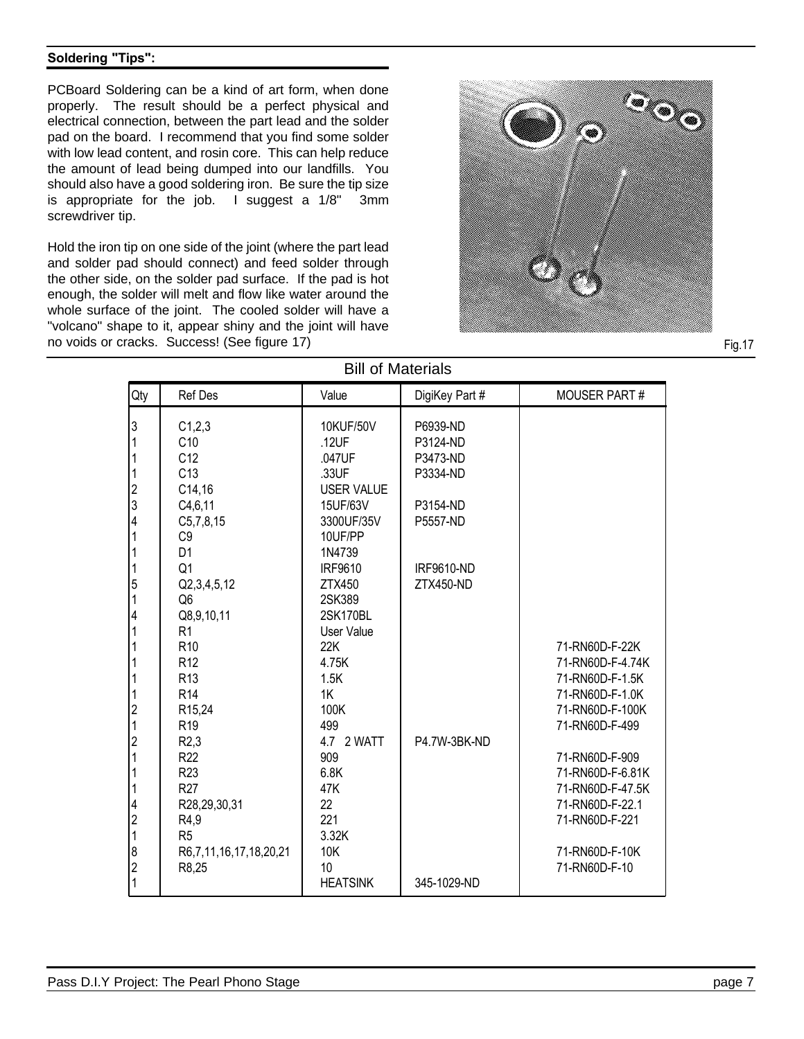**Soldering "Tips":**

PCBoard Soldering can be a kind of art form, when done properly. The result should be a perfect physical and electrical connection, between the part lead and the solder pad on the board. I recommend that you find some solder with low lead content, and rosin core. This can help reduce the amount of lead being dumped into our landfills. You should also have a good soldering iron. Be sure the tip size is appropriate for the job. I suggest a 1/8" 3mm screwdriver tip.

Hold the iron tip on one side of the joint (where the part lead and solder pad should connect) and feed solder through the other side, on the solder pad surface. If the pad is hot enough, the solder will melt and flow like water around the whole surface of the joint. The cooled solder will have a "volcano" shape to it, appear shiny and the joint will have no voids or cracks. Success! (See figure 17)

Fig.17

## Bill of Materials

| Qty | Ref Des | Value | DigiKey Part # | MOUSER PART # |
|---|---|---|---|---|
| 3 | C1,2,3 | 10KUF/50V | P6939-ND | |
| 1 | C10 | .12UF | P3124-ND | |
| 1 | C12 | .047UF | P3473-ND | |
| 1 | C13 | .33UF | P3334-ND | |
| 2 | C14,16 | USER VALUE | | |
| 3 | C4,6,11 | 15UF/63V | P3154-ND | |
| 4 | C5,7,8,15 | 3300UF/35V | P5557-ND | |
| 1 | C9 | 10UF/PP | | |
| 1 | D1 | 1N4739 | | |
| 1 | Q1 | IRF9610 | IRF9610-ND | |
| 5 | Q2,3,4,5,12 | ZTX450 | ZTX450-ND | |
| 1 | Q6 | 2SK389 | | |
| 4 | Q8,9,10,11 | 2SK170BL | | |
| 1 | R1 | User Value | | |
| 1 | R10 | 22K | | 71-RN60D-F-22K |
| 1 | R12 | 4.75K | | 71-RN60D-F-4.74K |
| 1 | R13 | 1.5K | | 71-RN60D-F-1.5K |
| 1 | R14 | 1K | | 71-RN60D-F-1.0K |
| 2 | R15,24 | 100K | | 71-RN60D-F-100K |
| 1 | R19 | 499 | | 71-RN60D-F-499 |
| 2 | R2,3 | 4.7 2 WATT | P4.7W-3BK-ND | |
| 1 | R22 | 909 | | 71-RN60D-F-909 |
| 1 | R23 | 6.8K | | 71-RN60D-F-6.81K |
| 1 | R27 | 47K | | 71-RN60D-F-47.5K |
| 4 | R28,29,30,31 | 22 | | 71-RN60D-F-22.1 |
| 2 | R4,9 | 221 | | 71-RN60D-F-221 |
| 1 | R5 | 3.32K | | |
| 8 | R6,7,11,16,17,18,20,21 | 10K | | 71-RN60D-F-10K |
| 2 | R8,25 | 10 | | 71-RN60D-F-10 |
| 1 | | HEATSINK | 345-1029-ND | |